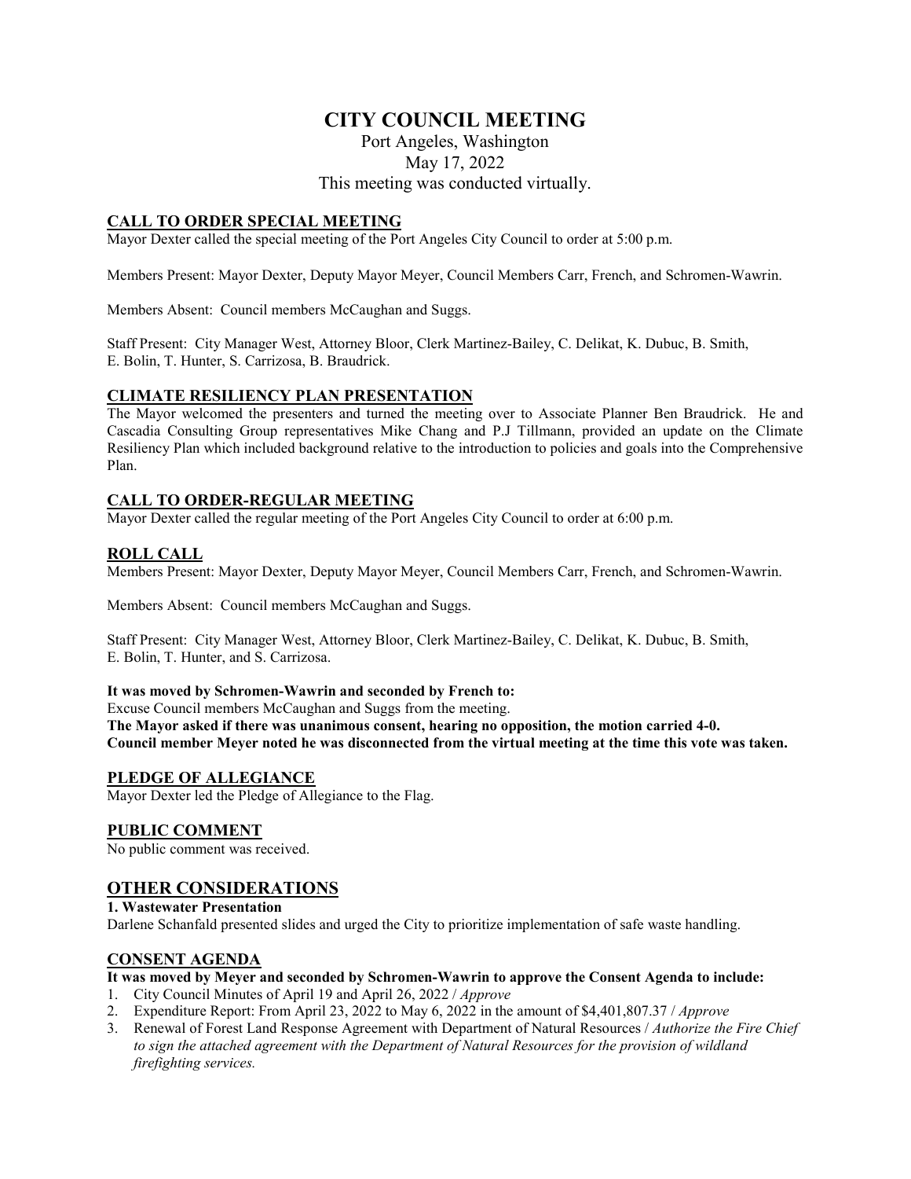# CITY COUNCIL MEETING

Port Angeles, Washington
May 17, 2022
This meeting was conducted virtually.

## CALL TO ORDER SPECIAL MEETING

Mayor Dexter called the special meeting of the Port Angeles City Council to order at 5:00 p.m.

Members Present: Mayor Dexter, Deputy Mayor Meyer, Council Members Carr, French, and Schromen-Wawrin.

Members Absent: Council members McCaughan and Suggs.

Staff Present: City Manager West, Attorney Bloor, Clerk Martinez-Bailey, C. Delikat, K. Dubuc, B. Smith, E. Bolin, T. Hunter, S. Carrizosa, B. Braudrick.

## CLIMATE RESILIENCY PLAN PRESENTATION

The Mayor welcomed the presenters and turned the meeting over to Associate Planner Ben Braudrick. He and Cascadia Consulting Group representatives Mike Chang and P.J Tillmann, provided an update on the Climate Resiliency Plan which included background relative to the introduction to policies and goals into the Comprehensive Plan.

## CALL TO ORDER-REGULAR MEETING

Mayor Dexter called the regular meeting of the Port Angeles City Council to order at 6:00 p.m.

## ROLL CALL

Members Present: Mayor Dexter, Deputy Mayor Meyer, Council Members Carr, French, and Schromen-Wawrin.

Members Absent: Council members McCaughan and Suggs.

Staff Present: City Manager West, Attorney Bloor, Clerk Martinez-Bailey, C. Delikat, K. Dubuc, B. Smith, E. Bolin, T. Hunter, and S. Carrizosa.

**It was moved by Schromen-Wawrin and seconded by French to:**
Excuse Council members McCaughan and Suggs from the meeting.
**The Mayor asked if there was unanimous consent, hearing no opposition, the motion carried 4-0.**
**Council member Meyer noted he was disconnected from the virtual meeting at the time this vote was taken.**

## PLEDGE OF ALLEGIANCE

Mayor Dexter led the Pledge of Allegiance to the Flag.

## PUBLIC COMMENT

No public comment was received.

## OTHER CONSIDERATIONS

**1. Wastewater Presentation**
Darlene Schanfald presented slides and urged the City to prioritize implementation of safe waste handling.

## CONSENT AGENDA

**It was moved by Meyer and seconded by Schromen-Wawrin to approve the Consent Agenda to include:**

1. City Council Minutes of April 19 and April 26, 2022 / *Approve*
2. Expenditure Report: From April 23, 2022 to May 6, 2022 in the amount of $4,401,807.37 / *Approve*
3. Renewal of Forest Land Response Agreement with Department of Natural Resources / *Authorize the Fire Chief to sign the attached agreement with the Department of Natural Resources for the provision of wildland firefighting services.*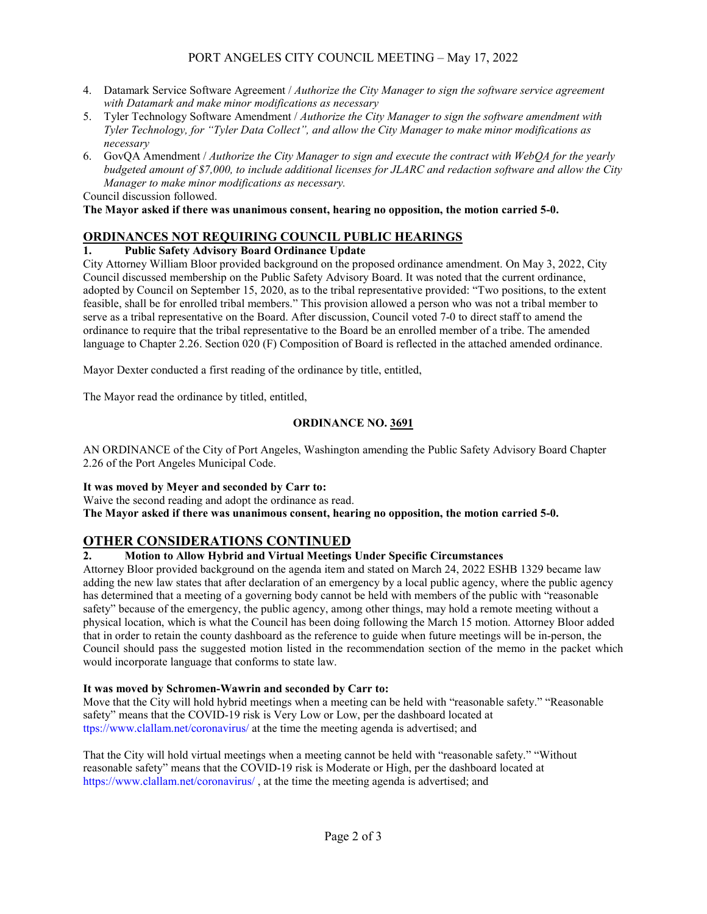4. Datamark Service Software Agreement / *Authorize the City Manager to sign the software service agreement with Datamark and make minor modifications as necessary*
5. Tyler Technology Software Amendment / *Authorize the City Manager to sign the software amendment with Tyler Technology, for "Tyler Data Collect", and allow the City Manager to make minor modifications as necessary*
6. GovQA Amendment / *Authorize the City Manager to sign and execute the contract with WebQA for the yearly budgeted amount of $7,000, to include additional licenses for JLARC and redaction software and allow the City Manager to make minor modifications as necessary.*

Council discussion followed.

**The Mayor asked if there was unanimous consent, hearing no opposition, the motion carried 5-0.**

## ORDINANCES NOT REQUIRING COUNCIL PUBLIC HEARINGS

### 1. Public Safety Advisory Board Ordinance Update

City Attorney William Bloor provided background on the proposed ordinance amendment. On May 3, 2022, City Council discussed membership on the Public Safety Advisory Board. It was noted that the current ordinance, adopted by Council on September 15, 2020, as to the tribal representative provided: "Two positions, to the extent feasible, shall be for enrolled tribal members." This provision allowed a person who was not a tribal member to serve as a tribal representative on the Board. After discussion, Council voted 7-0 to direct staff to amend the ordinance to require that the tribal representative to the Board be an enrolled member of a tribe. The amended language to Chapter 2.26. Section 020 (F) Composition of Board is reflected in the attached amended ordinance.

Mayor Dexter conducted a first reading of the ordinance by title, entitled,

The Mayor read the ordinance by titled, entitled,

**ORDINANCE NO. 3691**

AN ORDINANCE of the City of Port Angeles, Washington amending the Public Safety Advisory Board Chapter 2.26 of the Port Angeles Municipal Code.

**It was moved by Meyer and seconded by Carr to:**
Waive the second reading and adopt the ordinance as read.
**The Mayor asked if there was unanimous consent, hearing no opposition, the motion carried 5-0.**

## OTHER CONSIDERATIONS CONTINUED

### 2. Motion to Allow Hybrid and Virtual Meetings Under Specific Circumstances

Attorney Bloor provided background on the agenda item and stated on March 24, 2022 ESHB 1329 became law adding the new law states that after declaration of an emergency by a local public agency, where the public agency has determined that a meeting of a governing body cannot be held with members of the public with "reasonable safety" because of the emergency, the public agency, among other things, may hold a remote meeting without a physical location, which is what the Council has been doing following the March 15 motion. Attorney Bloor added that in order to retain the county dashboard as the reference to guide when future meetings will be in-person, the Council should pass the suggested motion listed in the recommendation section of the memo in the packet which would incorporate language that conforms to state law.

**It was moved by Schromen-Wawrin and seconded by Carr to:**
Move that the City will hold hybrid meetings when a meeting can be held with "reasonable safety." "Reasonable safety" means that the COVID-19 risk is Very Low or Low, per the dashboard located at ttps://www.clallam.net/coronavirus/ at the time the meeting agenda is advertised; and

That the City will hold virtual meetings when a meeting cannot be held with "reasonable safety." "Without reasonable safety" means that the COVID-19 risk is Moderate or High, per the dashboard located at https://www.clallam.net/coronavirus/ , at the time the meeting agenda is advertised; and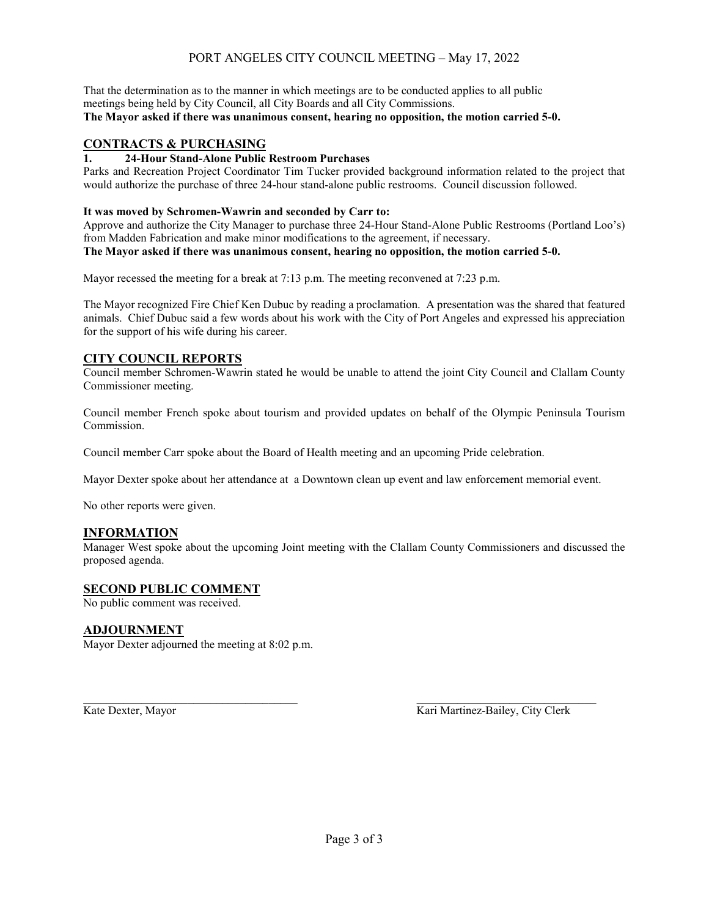That the determination as to the manner in which meetings are to be conducted applies to all public meetings being held by City Council, all City Boards and all City Commissions.
**The Mayor asked if there was unanimous consent, hearing no opposition, the motion carried 5-0.**

## CONTRACTS & PURCHASING

### 1. 24-Hour Stand-Alone Public Restroom Purchases

Parks and Recreation Project Coordinator Tim Tucker provided background information related to the project that would authorize the purchase of three 24-hour stand-alone public restrooms. Council discussion followed.

**It was moved by Schromen-Wawrin and seconded by Carr to:**
Approve and authorize the City Manager to purchase three 24-Hour Stand-Alone Public Restrooms (Portland Loo's) from Madden Fabrication and make minor modifications to the agreement, if necessary.
**The Mayor asked if there was unanimous consent, hearing no opposition, the motion carried 5-0.**

Mayor recessed the meeting for a break at 7:13 p.m. The meeting reconvened at 7:23 p.m.

The Mayor recognized Fire Chief Ken Dubuc by reading a proclamation. A presentation was the shared that featured animals. Chief Dubuc said a few words about his work with the City of Port Angeles and expressed his appreciation for the support of his wife during his career.

## CITY COUNCIL REPORTS

Council member Schromen-Wawrin stated he would be unable to attend the joint City Council and Clallam County Commissioner meeting.

Council member French spoke about tourism and provided updates on behalf of the Olympic Peninsula Tourism Commission.

Council member Carr spoke about the Board of Health meeting and an upcoming Pride celebration.

Mayor Dexter spoke about her attendance at a Downtown clean up event and law enforcement memorial event.

No other reports were given.

## INFORMATION

Manager West spoke about the upcoming Joint meeting with the Clallam County Commissioners and discussed the proposed agenda.

## SECOND PUBLIC COMMENT

No public comment was received.

## ADJOURNMENT

Mayor Dexter adjourned the meeting at 8:02 p.m.

Kate Dexter, Mayor

Kari Martinez-Bailey, City Clerk